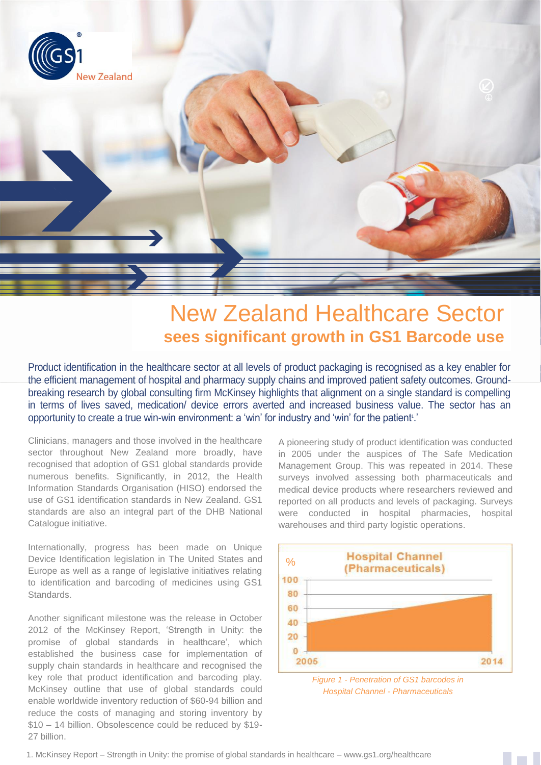# New Zealand Healthcare Sector

## sees significant growth in GS1 Barcode use

Product identification in the healthcare sector at all levels of product packaging is recognised as a key enabler for the efficient management of hospital and pharmacy supply chains and improved patient safety outcomes. Ground-breaking research by global consulting firm McKinsey highlights that alignment on a single standard is compelling in terms of lives saved, medication/ device errors averted and increased business value. The sector has an opportunity to create a true win-win environment: a 'win' for industry and 'win' for the patient[1].'

Clinicians, managers and those involved in the healthcare sector throughout New Zealand more broadly, have recognised that adoption of GS1 global standards provide numerous benefits. Significantly, in 2012, the Health Information Standards Organisation (HISO) endorsed the use of GS1 identification standards in New Zealand. GS1 standards are also an integral part of the DHB National Catalogue initiative.

Internationally, progress has been made on Unique Device Identification legislation in The United States and Europe as well as a range of legislative initiatives relating to identification and barcoding of medicines using GS1 Standards.

Another significant milestone was the release in October 2012 of the McKinsey Report, 'Strength in Unity: the promise of global standards in healthcare', which established the business case for implementation of supply chain standards in healthcare and recognised the key role that product identification and barcoding play. McKinsey outline that use of global standards could enable worldwide inventory reduction of $60-94 billion and reduce the costs of managing and storing inventory by $10 – 14 billion. Obsolescence could be reduced by $19-27 billion.

A pioneering study of product identification was conducted in 2005 under the auspices of The Safe Medication Management Group. This was repeated in 2014. These surveys involved assessing both pharmaceuticals and medical device products where researchers reviewed and reported on all products and levels of packaging. Surveys were conducted in hospital pharmacies, hospital warehouses and third party logistic operations.

**Hospital Channel (Pharmaceuticals)**

| Year | % |
|---|---|
| 2005 | ~40 |
| 2014 | ~80 |

*Figure 1 - Penetration of GS1 barcodes in Hospital Channel - Pharmaceuticals*

1. McKinsey Report – Strength in Unity: the promise of global standards in healthcare – www.gs1.org/healthcare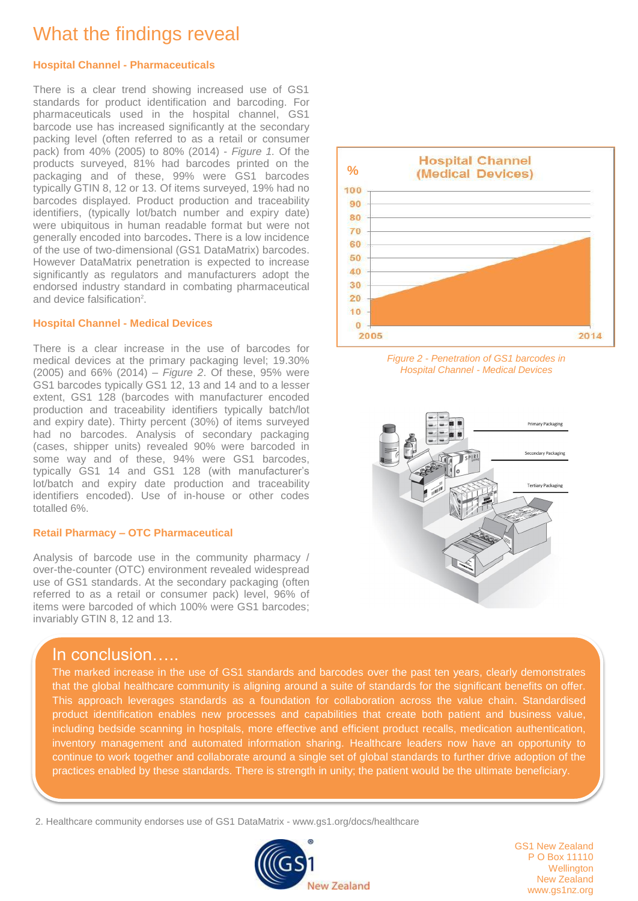# What the findings reveal

### Hospital Channel - Pharmaceuticals

There is a clear trend showing increased use of GS1 standards for product identification and barcoding. For pharmaceuticals used in the hospital channel, GS1 barcode use has increased significantly at the secondary packing level (often referred to as a retail or consumer pack) from 40% (2005) to 80% (2014) - *Figure 1*. Of the products surveyed, 81% had barcodes printed on the packaging and of these, 99% were GS1 barcodes typically GTIN 8, 12 or 13. Of items surveyed, 19% had no barcodes displayed. Product production and traceability identifiers, (typically lot/batch number and expiry date) were ubiquitous in human readable format but were not generally encoded into barcodes. There is a low incidence of the use of two-dimensional (GS1 DataMatrix) barcodes. However DataMatrix penetration is expected to increase significantly as regulators and manufacturers adopt the endorsed industry standard in combating pharmaceutical and device falsification[2].

### Hospital Channel - Medical Devices

There is a clear increase in the use of barcodes for medical devices at the primary packaging level; 19.30% (2005) and 66% (2014) – *Figure 2*. Of these, 95% were GS1 barcodes typically GS1 12, 13 and 14 and to a lesser extent, GS1 128 (barcodes with manufacturer encoded production and traceability identifiers typically batch/lot and expiry date). Thirty percent (30%) of items surveyed had no barcodes. Analysis of secondary packaging (cases, shipper units) revealed 90% were barcoded in some way and of these, 94% were GS1 barcodes, typically GS1 14 and GS1 128 (with manufacturer's lot/batch and expiry date production and traceability identifiers encoded). Use of in-house or other codes totalled 6%.

### Retail Pharmacy – OTC Pharmaceutical

Analysis of barcode use in the community pharmacy / over-the-counter (OTC) environment revealed widespread use of GS1 standards. At the secondary packaging (often referred to as a retail or consumer pack) level, 96% of items were barcoded of which 100% were GS1 barcodes; invariably GTIN 8, 12 and 13.

Hospital Channel
(Medical Devices)
%
100
90
80
70
60
50
40
30
20
10
0
2005
2014

*Figure 2 - Penetration of GS1 barcodes in Hospital Channel - Medical Devices*

Primary Packaging
Secondary Packaging
Tertiary Packaging

## In conclusion…..

The marked increase in the use of GS1 standards and barcodes over the past ten years, clearly demonstrates that the global healthcare community is aligning around a suite of standards for the significant benefits on offer. This approach leverages standards as a foundation for collaboration across the value chain. Standardised product identification enables new processes and capabilities that create both patient and business value, including bedside scanning in hospitals, more effective and efficient product recalls, medication authentication, inventory management and automated information sharing. Healthcare leaders now have an opportunity to continue to work together and collaborate around a single set of global standards to further drive adoption of the practices enabled by these standards. There is strength in unity; the patient would be the ultimate beneficiary.

2. Healthcare community endorses use of GS1 DataMatrix - www.gs1.org/docs/healthcare

GS1 New Zealand
P O Box 11110
Wellington
New Zealand
www.gs1nz.org